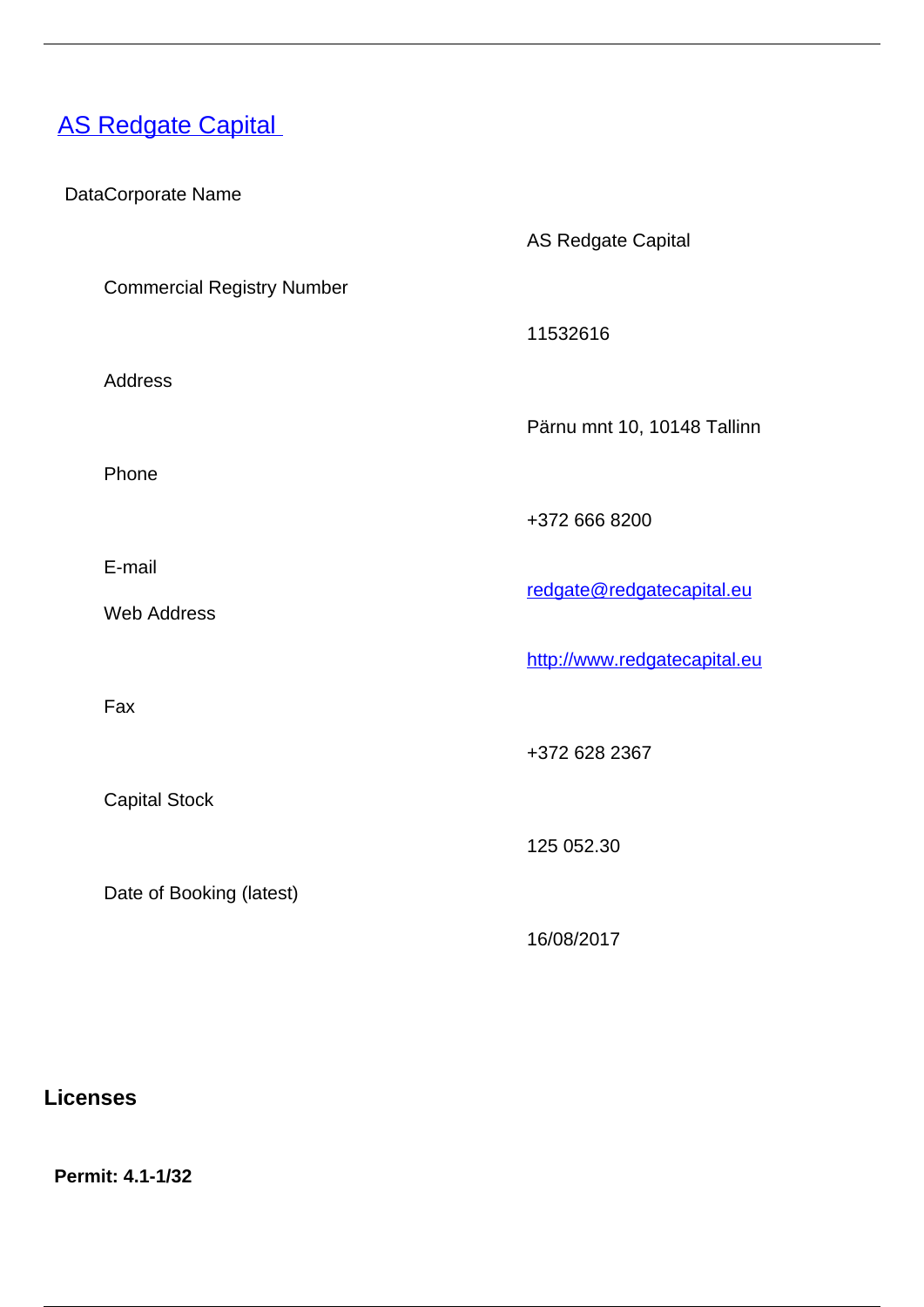## [AS Redgate Capital](http://www.redgatecapital.eu)

DataCorporate Name

| | |
|---|---|
| Corporate Name | AS Redgate Capital |
| Commercial Registry Number | 11532616 |
| Address | Pärnu mnt 10, 10148 Tallinn |
| Phone | +372 666 8200 |
| E-mail | [redgate@redgatecapital.eu](mailto:redgate@redgatecapital.eu) |
| Web Address | [http://www.redgatecapital.eu](http://www.redgatecapital.eu) |
| Fax | +372 628 2367 |
| Capital Stock | 125 052.30 |
| Date of Booking (latest) | 16/08/2017 |

## Licenses

**Permit: 4.1-1/32**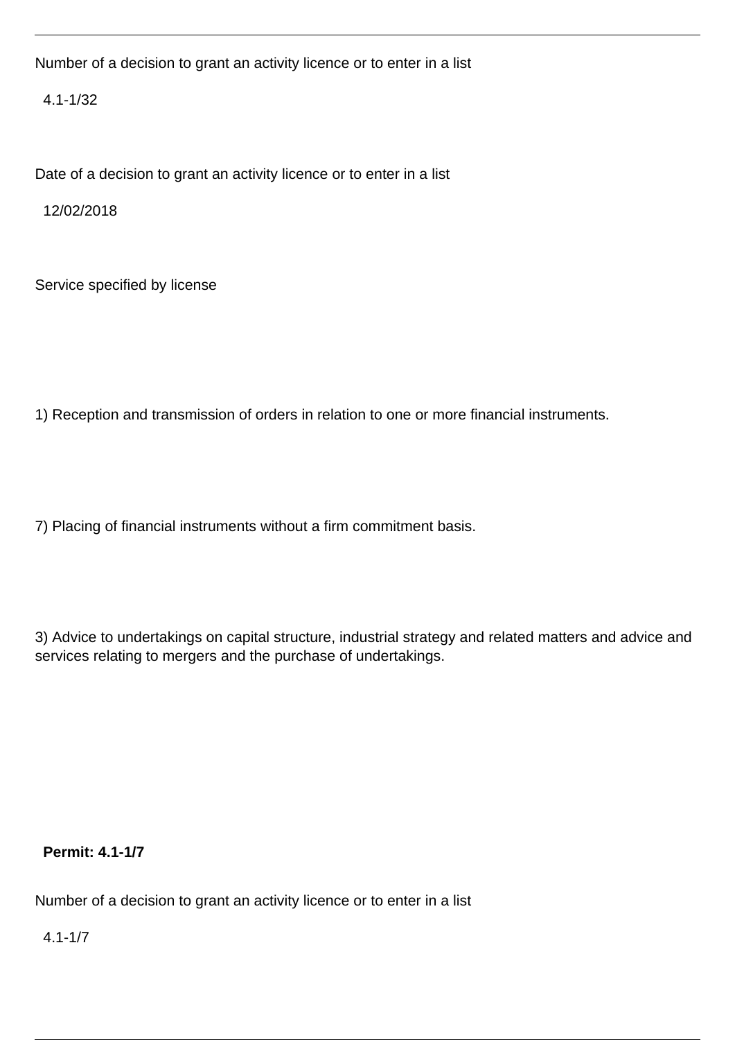Number of a decision to grant an activity licence or to enter in a list

4.1-1/32

Date of a decision to grant an activity licence or to enter in a list

12/02/2018

Service specified by license

1) Reception and transmission of orders in relation to one or more financial instruments.

7) Placing of financial instruments without a firm commitment basis.

3) Advice to undertakings on capital structure, industrial strategy and related matters and advice and services relating to mergers and the purchase of undertakings.

**Permit: 4.1-1/7**

Number of a decision to grant an activity licence or to enter in a list

4.1-1/7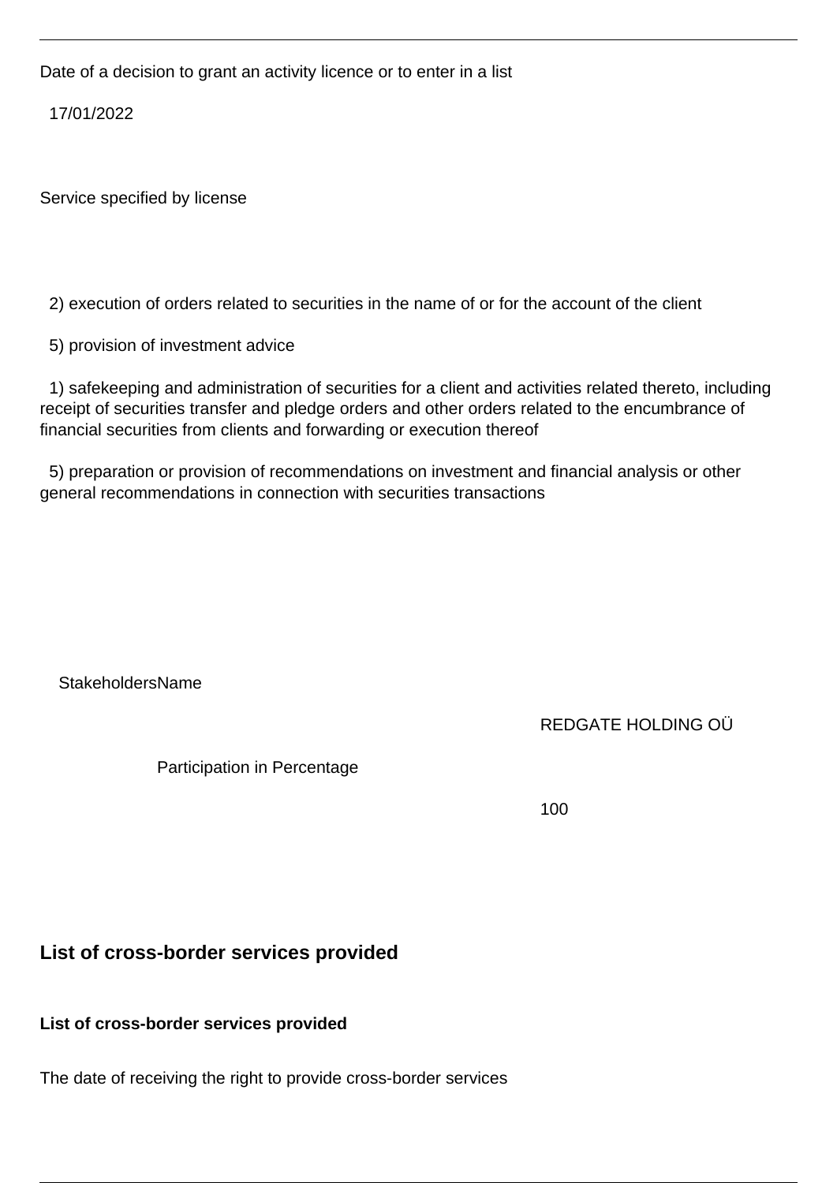Date of a decision to grant an activity licence or to enter in a list

17/01/2022

Service specified by license

2) execution of orders related to securities in the name of or for the account of the client

5) provision of investment advice

1) safekeeping and administration of securities for a client and activities related thereto, including receipt of securities transfer and pledge orders and other orders related to the encumbrance of financial securities from clients and forwarding or execution thereof

5) preparation or provision of recommendations on investment and financial analysis or other general recommendations in connection with securities transactions

| StakeholdersName | REDGATE HOLDING OÜ |
| --- | --- |
| Participation in Percentage | 100 |

## List of cross-border services provided

**List of cross-border services provided**

The date of receiving the right to provide cross-border services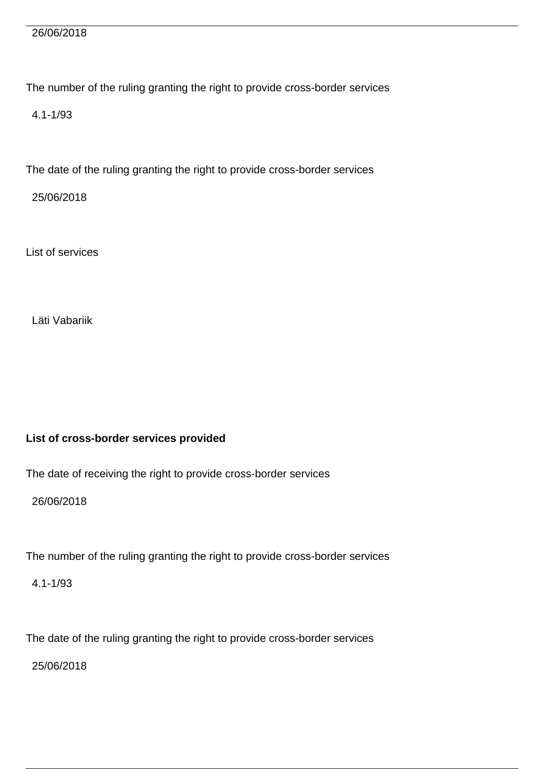26/06/2018

The number of the ruling granting the right to provide cross-border services

4.1-1/93

The date of the ruling granting the right to provide cross-border services

25/06/2018

List of services

Läti Vabariik

**List of cross-border services provided**

The date of receiving the right to provide cross-border services

26/06/2018

The number of the ruling granting the right to provide cross-border services

4.1-1/93

The date of the ruling granting the right to provide cross-border services

25/06/2018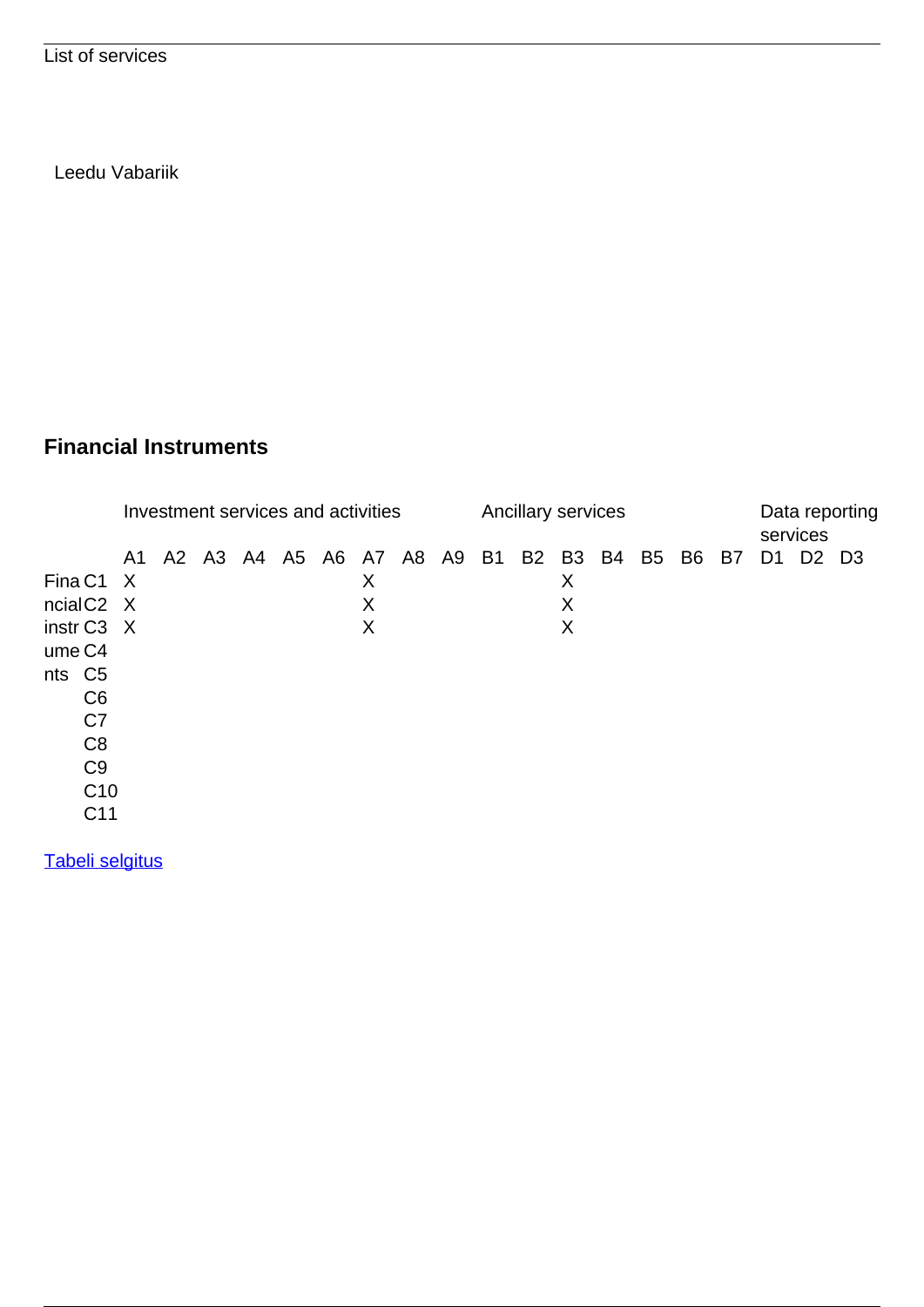Leedu Vabariik

## Financial Instruments

| | | Investment services and activities | | | | | | | | | Ancillary services | | | | | | | Data reporting services | | |
|---|---|---|---|---|---|---|---|---|---|---|---|---|---|---|---|---|---|---|---|---|
| | | A1 | A2 | A3 | A4 | A5 | A6 | A7 | A8 | A9 | B1 | B2 | B3 | B4 | B5 | B6 | B7 | D1 | D2 | D3 |
| Financial instruments | C1 | X | | | | | | X | | | | | X | | | | | | | |
| | C2 | X | | | | | | X | | | | | X | | | | | | | |
| | C3 | X | | | | | | X | | | | | X | | | | | | | |
| | C4 | | | | | | | | | | | | | | | | | | | |
| | C5 | | | | | | | | | | | | | | | | | | | |
| | C6 | | | | | | | | | | | | | | | | | | | |
| | C7 | | | | | | | | | | | | | | | | | | | |
| | C8 | | | | | | | | | | | | | | | | | | | |
| | C9 | | | | | | | | | | | | | | | | | | | |
| | C10 | | | | | | | | | | | | | | | | | | | |
| | C11 | | | | | | | | | | | | | | | | | | | |

Tabeli selgitus